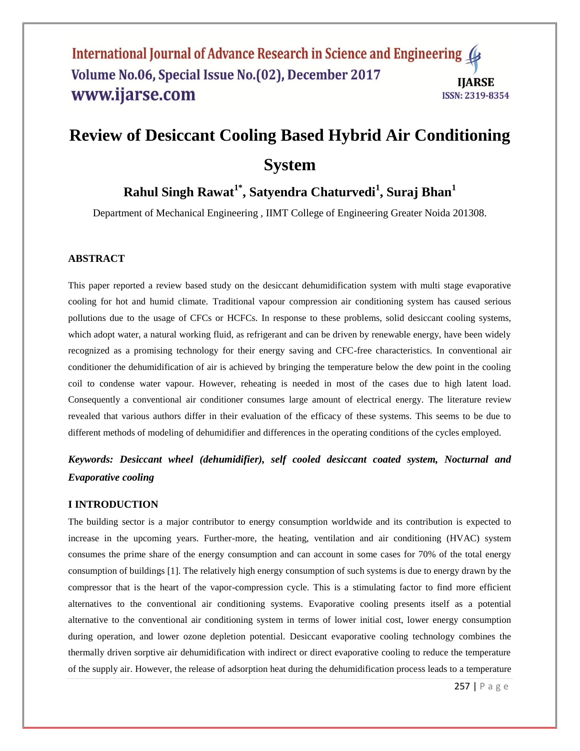# Review of Desiccant Cooling Based Hybrid Air Conditioning System

## Rahul Singh Rawat[1*], Satyendra Chaturvedi[1], Suraj Bhan[1]

Department of Mechanical Engineering , IIMT College of Engineering Greater Noida 201308.

### ABSTRACT

This paper reported a review based study on the desiccant dehumidification system with multi stage evaporative cooling for hot and humid climate. Traditional vapour compression air conditioning system has caused serious pollutions due to the usage of CFCs or HCFCs. In response to these problems, solid desiccant cooling systems, which adopt water, a natural working fluid, as refrigerant and can be driven by renewable energy, have been widely recognized as a promising technology for their energy saving and CFC-free characteristics. In conventional air conditioner the dehumidification of air is achieved by bringing the temperature below the dew point in the cooling coil to condense water vapour. However, reheating is needed in most of the cases due to high latent load. Consequently a conventional air conditioner consumes large amount of electrical energy. The literature review revealed that various authors differ in their evaluation of the efficacy of these systems. This seems to be due to different methods of modeling of dehumidifier and differences in the operating conditions of the cycles employed.

***Keywords: Desiccant wheel (dehumidifier), self cooled desiccant coated system, Nocturnal and Evaporative cooling***

### I INTRODUCTION

The building sector is a major contributor to energy consumption worldwide and its contribution is expected to increase in the upcoming years. Further-more, the heating, ventilation and air conditioning (HVAC) system consumes the prime share of the energy consumption and can account in some cases for 70% of the total energy consumption of buildings [1]. The relatively high energy consumption of such systems is due to energy drawn by the compressor that is the heart of the vapor-compression cycle. This is a stimulating factor to find more efficient alternatives to the conventional air conditioning systems. Evaporative cooling presents itself as a potential alternative to the conventional air conditioning system in terms of lower initial cost, lower energy consumption during operation, and lower ozone depletion potential. Desiccant evaporative cooling technology combines the thermally driven sorptive air dehumidification with indirect or direct evaporative cooling to reduce the temperature of the supply air. However, the release of adsorption heat during the dehumidification process leads to a temperature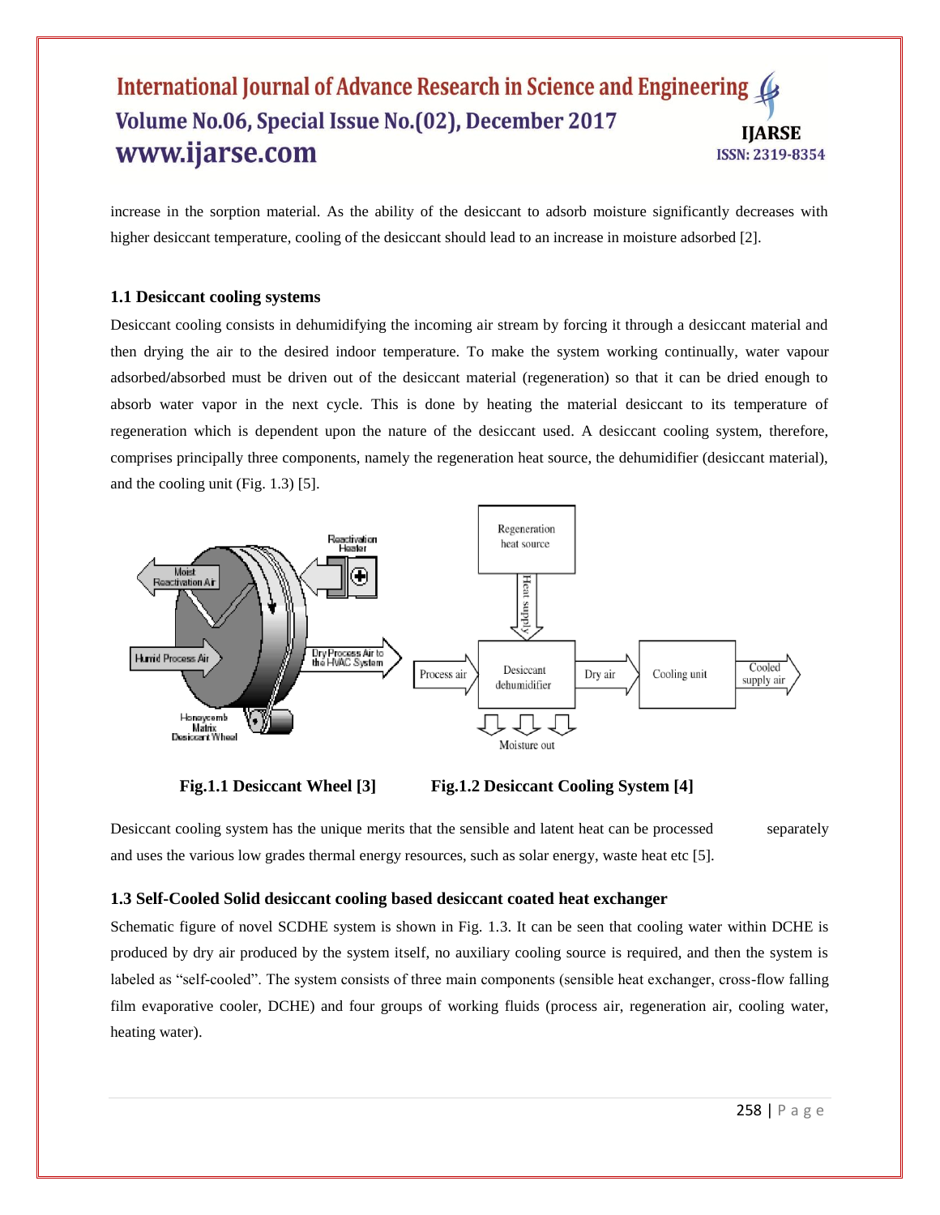increase in the sorption material. As the ability of the desiccant to adsorb moisture significantly decreases with higher desiccant temperature, cooling of the desiccant should lead to an increase in moisture adsorbed [2].

### 1.1 Desiccant cooling systems

Desiccant cooling consists in dehumidifying the incoming air stream by forcing it through a desiccant material and then drying the air to the desired indoor temperature. To make the system working continually, water vapour adsorbed/absorbed must be driven out of the desiccant material (regeneration) so that it can be dried enough to absorb water vapor in the next cycle. This is done by heating the material desiccant to its temperature of regeneration which is dependent upon the nature of the desiccant used. A desiccant cooling system, therefore, comprises principally three components, namely the regeneration heat source, the dehumidifier (desiccant material), and the cooling unit (Fig. 1.3) [5].

**Fig.1.1 Desiccant Wheel [3]** **Fig.1.2 Desiccant Cooling System [4]**

Desiccant cooling system has the unique merits that the sensible and latent heat can be processed separately and uses the various low grades thermal energy resources, such as solar energy, waste heat etc [5].

### 1.3 Self-Cooled Solid desiccant cooling based desiccant coated heat exchanger

Schematic figure of novel SCDHE system is shown in Fig. 1.3. It can be seen that cooling water within DCHE is produced by dry air produced by the system itself, no auxiliary cooling source is required, and then the system is labeled as "self-cooled". The system consists of three main components (sensible heat exchanger, cross-flow falling film evaporative cooler, DCHE) and four groups of working fluids (process air, regeneration air, cooling water, heating water).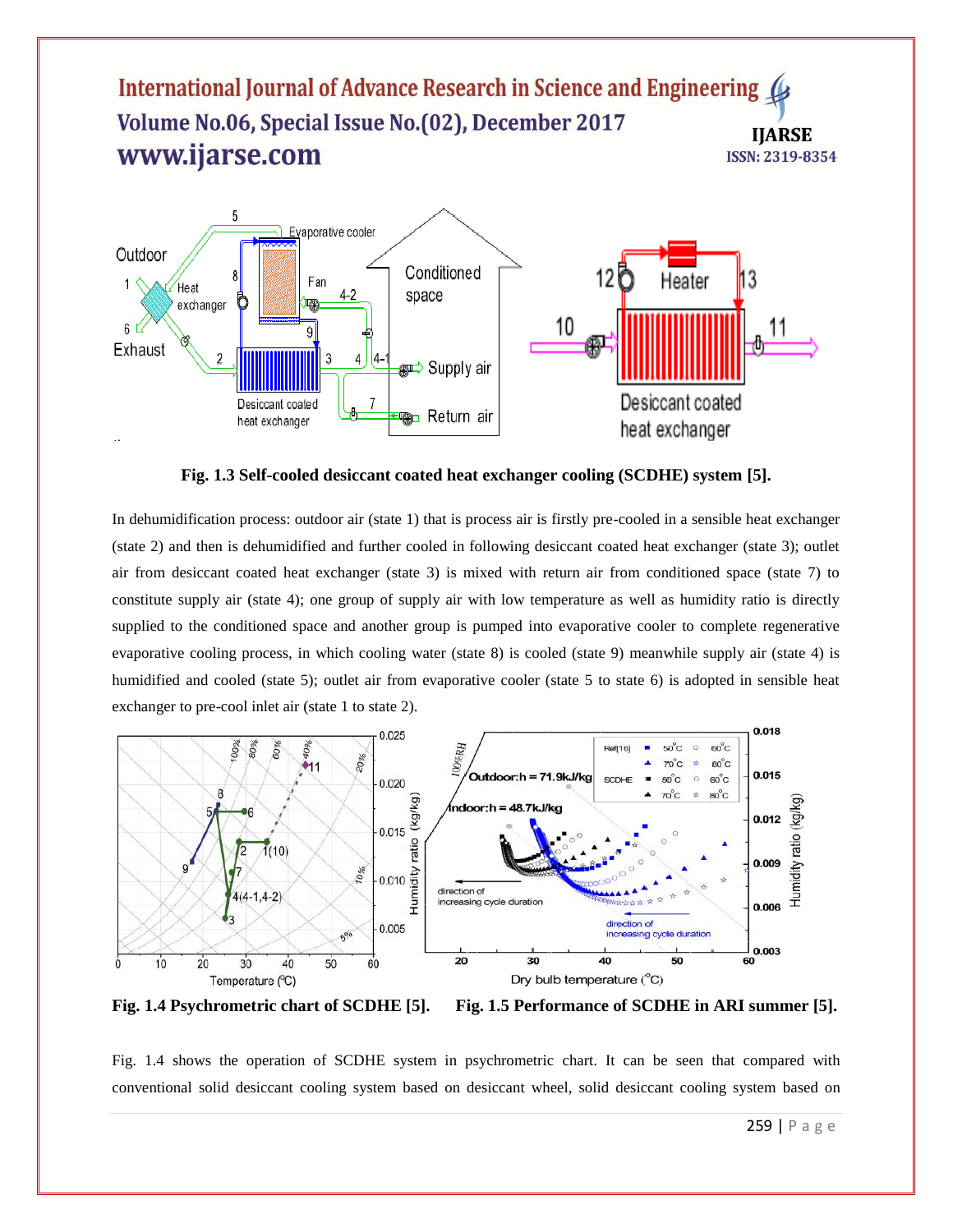Fig. 1.3 Self-cooled desiccant coated heat exchanger cooling (SCDHE) system [5].

In dehumidification process: outdoor air (state 1) that is process air is firstly pre-cooled in a sensible heat exchanger (state 2) and then is dehumidified and further cooled in following desiccant coated heat exchanger (state 3); outlet air from desiccant coated heat exchanger (state 3) is mixed with return air from conditioned space (state 7) to constitute supply air (state 4); one group of supply air with low temperature as well as humidity ratio is directly supplied to the conditioned space and another group is pumped into evaporative cooler to complete regenerative evaporative cooling process, in which cooling water (state 8) is cooled (state 9) meanwhile supply air (state 4) is humidified and cooled (state 5); outlet air from evaporative cooler (state 5 to state 6) is adopted in sensible heat exchanger to pre-cool inlet air (state 1 to state 2).

**Fig. 1.4 Psychrometric chart of SCDHE [5].** **Fig. 1.5 Performance of SCDHE in ARI summer [5].**

Fig. 1.4 shows the operation of SCDHE system in psychrometric chart. It can be seen that compared with conventional solid desiccant cooling system based on desiccant wheel, solid desiccant cooling system based on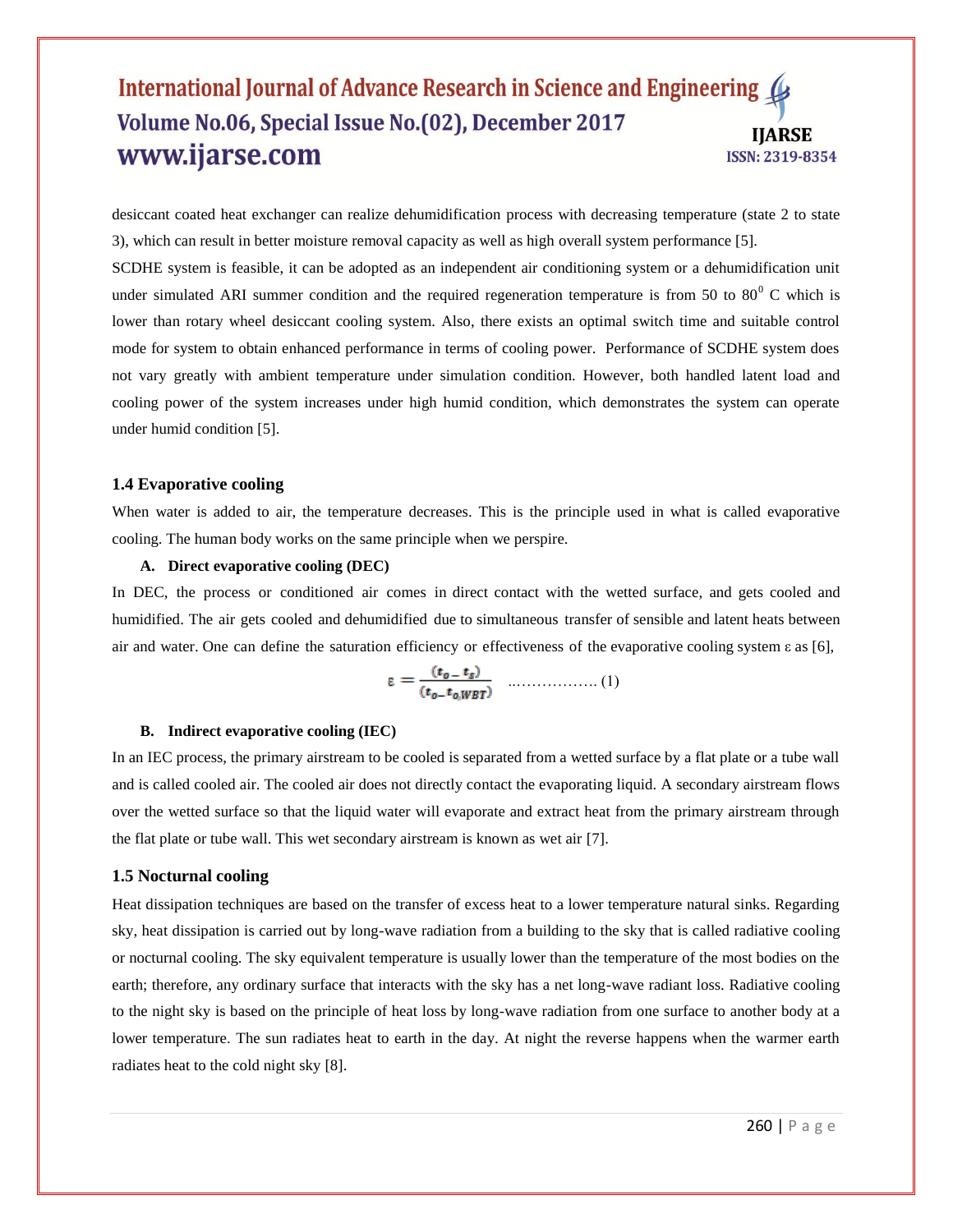desiccant coated heat exchanger can realize dehumidification process with decreasing temperature (state 2 to state 3), which can result in better moisture removal capacity as well as high overall system performance [5].

SCDHE system is feasible, it can be adopted as an independent air conditioning system or a dehumidification unit under simulated ARI summer condition and the required regeneration temperature is from 50 to 80$^0$ C which is lower than rotary wheel desiccant cooling system. Also, there exists an optimal switch time and suitable control mode for system to obtain enhanced performance in terms of cooling power. Performance of SCDHE system does not vary greatly with ambient temperature under simulation condition. However, both handled latent load and cooling power of the system increases under high humid condition, which demonstrates the system can operate under humid condition [5].

### 1.4 Evaporative cooling

When water is added to air, the temperature decreases. This is the principle used in what is called evaporative cooling. The human body works on the same principle when we perspire.

**A. Direct evaporative cooling (DEC)**

In DEC, the process or conditioned air comes in direct contact with the wetted surface, and gets cooled and humidified. The air gets cooled and dehumidified due to simultaneous transfer of sensible and latent heats between air and water. One can define the saturation efficiency or effectiveness of the evaporative cooling system ε as [6],

$$\varepsilon = \frac{(t_o - t_s)}{(t_o - t_{o,WBT})} \quad \text{.................. (1)}$$

**B. Indirect evaporative cooling (IEC)**

In an IEC process, the primary airstream to be cooled is separated from a wetted surface by a flat plate or a tube wall and is called cooled air. The cooled air does not directly contact the evaporating liquid. A secondary airstream flows over the wetted surface so that the liquid water will evaporate and extract heat from the primary airstream through the flat plate or tube wall. This wet secondary airstream is known as wet air [7].

### 1.5 Nocturnal cooling

Heat dissipation techniques are based on the transfer of excess heat to a lower temperature natural sinks. Regarding sky, heat dissipation is carried out by long-wave radiation from a building to the sky that is called radiative cooling or nocturnal cooling. The sky equivalent temperature is usually lower than the temperature of the most bodies on the earth; therefore, any ordinary surface that interacts with the sky has a net long-wave radiant loss. Radiative cooling to the night sky is based on the principle of heat loss by long-wave radiation from one surface to another body at a lower temperature. The sun radiates heat to earth in the day. At night the reverse happens when the warmer earth radiates heat to the cold night sky [8].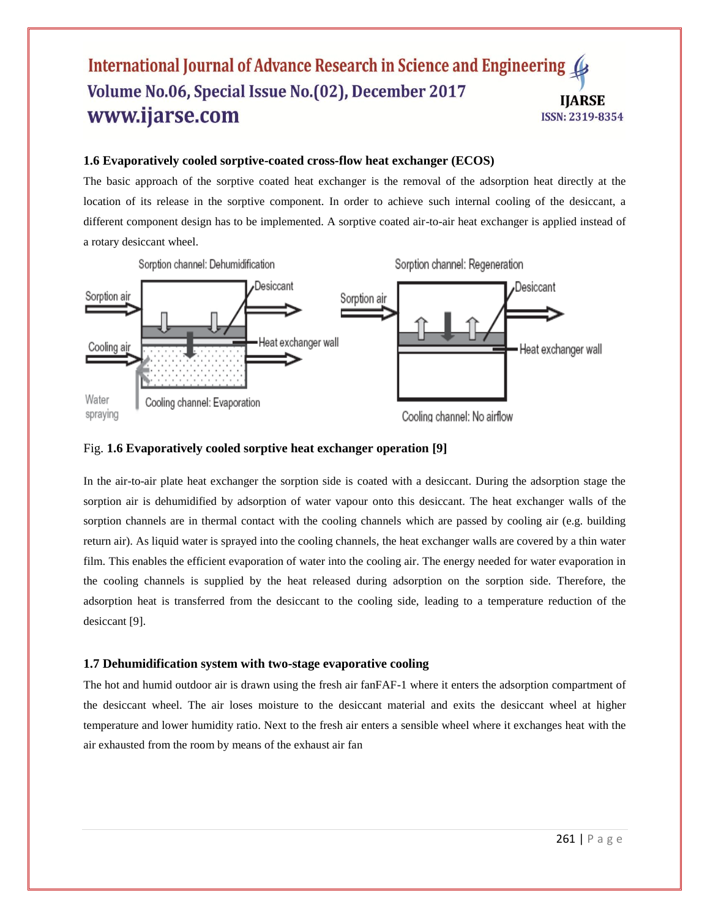### 1.6 Evaporatively cooled sorptive-coated cross-flow heat exchanger (ECOS)

The basic approach of the sorptive coated heat exchanger is the removal of the adsorption heat directly at the location of its release in the sorptive component. In order to achieve such internal cooling of the desiccant, a different component design has to be implemented. A sorptive coated air-to-air heat exchanger is applied instead of a rotary desiccant wheel.

Fig. **1.6 Evaporatively cooled sorptive heat exchanger operation [9]**

In the air-to-air plate heat exchanger the sorption side is coated with a desiccant. During the adsorption stage the sorption air is dehumidified by adsorption of water vapour onto this desiccant. The heat exchanger walls of the sorption channels are in thermal contact with the cooling channels which are passed by cooling air (e.g. building return air). As liquid water is sprayed into the cooling channels, the heat exchanger walls are covered by a thin water film. This enables the efficient evaporation of water into the cooling air. The energy needed for water evaporation in the cooling channels is supplied by the heat released during adsorption on the sorption side. Therefore, the adsorption heat is transferred from the desiccant to the cooling side, leading to a temperature reduction of the desiccant [9].

### 1.7 Dehumidification system with two-stage evaporative cooling

The hot and humid outdoor air is drawn using the fresh air fanFAF-1 where it enters the adsorption compartment of the desiccant wheel. The air loses moisture to the desiccant material and exits the desiccant wheel at higher temperature and lower humidity ratio. Next to the fresh air enters a sensible wheel where it exchanges heat with the air exhausted from the room by means of the exhaust air fan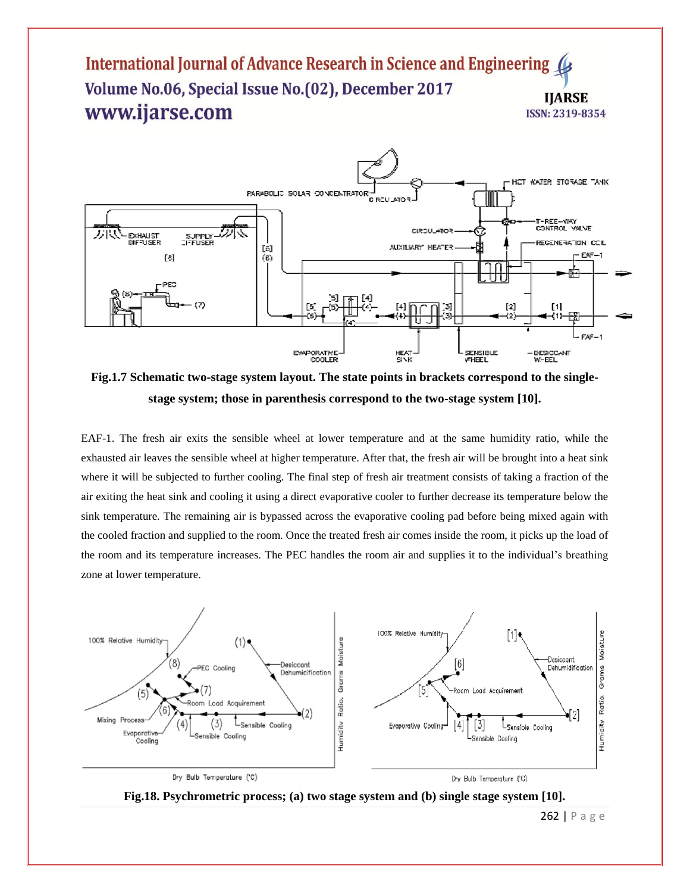Fig.1.7 Schematic two-stage system layout. The state points in brackets correspond to the single-stage system; those in parenthesis correspond to the two-stage system [10].

EAF-1. The fresh air exits the sensible wheel at lower temperature and at the same humidity ratio, while the exhausted air leaves the sensible wheel at higher temperature. After that, the fresh air will be brought into a heat sink where it will be subjected to further cooling. The final step of fresh air treatment consists of taking a fraction of the air exiting the heat sink and cooling it using a direct evaporative cooler to further decrease its temperature below the sink temperature. The remaining air is bypassed across the evaporative cooling pad before being mixed again with the cooled fraction and supplied to the room. Once the treated fresh air comes inside the room, it picks up the load of the room and its temperature increases. The PEC handles the room air and supplies it to the individual's breathing zone at lower temperature.

Fig.18. Psychrometric process; (a) two stage system and (b) single stage system [10].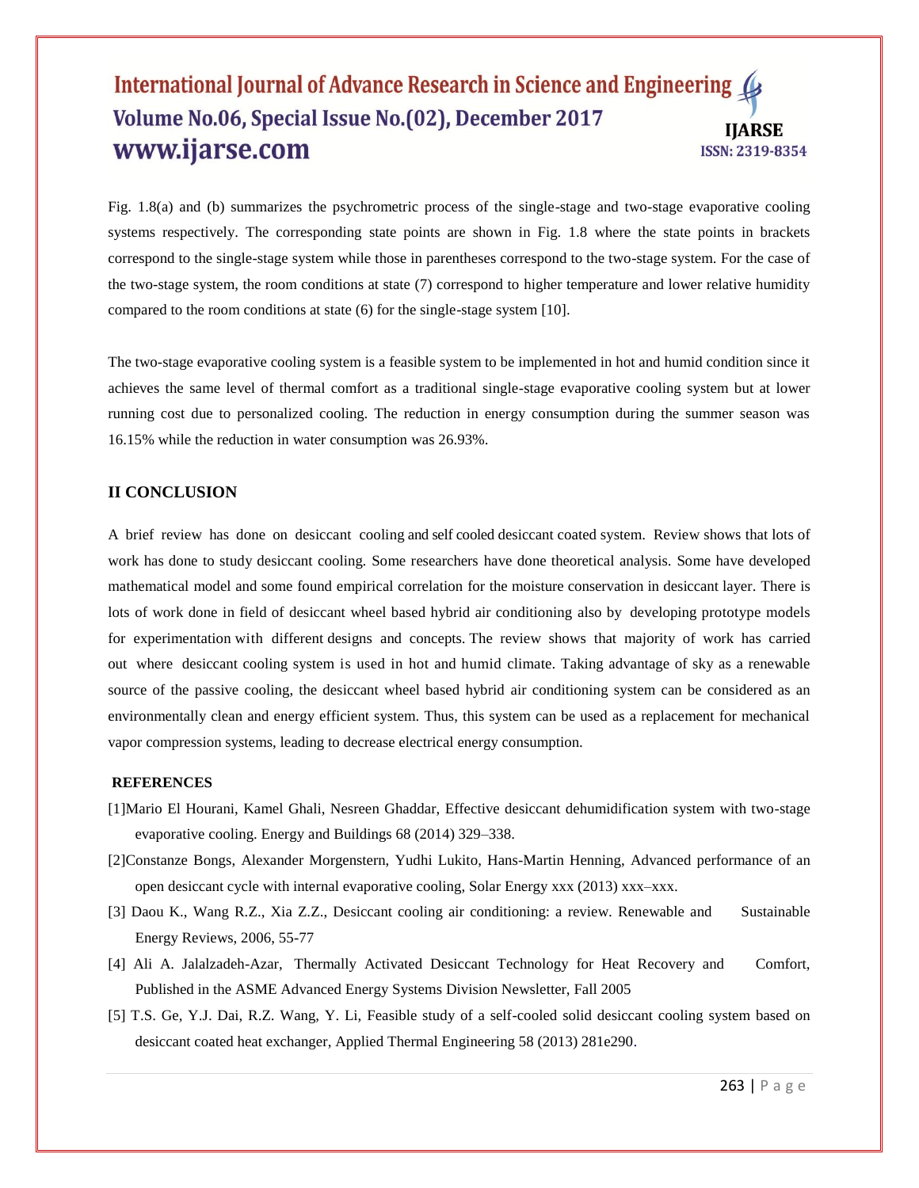Fig. 1.8(a) and (b) summarizes the psychrometric process of the single-stage and two-stage evaporative cooling systems respectively. The corresponding state points are shown in Fig. 1.8 where the state points in brackets correspond to the single-stage system while those in parentheses correspond to the two-stage system. For the case of the two-stage system, the room conditions at state (7) correspond to higher temperature and lower relative humidity compared to the room conditions at state (6) for the single-stage system [10].

The two-stage evaporative cooling system is a feasible system to be implemented in hot and humid condition since it achieves the same level of thermal comfort as a traditional single-stage evaporative cooling system but at lower running cost due to personalized cooling. The reduction in energy consumption during the summer season was 16.15% while the reduction in water consumption was 26.93%.

## II CONCLUSION

A brief review has done on desiccant cooling and self cooled desiccant coated system. Review shows that lots of work has done to study desiccant cooling. Some researchers have done theoretical analysis. Some have developed mathematical model and some found empirical correlation for the moisture conservation in desiccant layer. There is lots of work done in field of desiccant wheel based hybrid air conditioning also by developing prototype models for experimentation with different designs and concepts. The review shows that majority of work has carried out where desiccant cooling system is used in hot and humid climate. Taking advantage of sky as a renewable source of the passive cooling, the desiccant wheel based hybrid air conditioning system can be considered as an environmentally clean and energy efficient system. Thus, this system can be used as a replacement for mechanical vapor compression systems, leading to decrease electrical energy consumption.

## REFERENCES

[1]Mario El Hourani, Kamel Ghali, Nesreen Ghaddar, Effective desiccant dehumidification system with two-stage evaporative cooling. Energy and Buildings 68 (2014) 329–338.

[2]Constanze Bongs, Alexander Morgenstern, Yudhi Lukito, Hans-Martin Henning, Advanced performance of an open desiccant cycle with internal evaporative cooling, Solar Energy xxx (2013) xxx–xxx.

[3] Daou K., Wang R.Z., Xia Z.Z., Desiccant cooling air conditioning: a review. Renewable and Sustainable Energy Reviews, 2006, 55-77

[4] Ali A. Jalalzadeh-Azar, Thermally Activated Desiccant Technology for Heat Recovery and Comfort, Published in the ASME Advanced Energy Systems Division Newsletter, Fall 2005

[5] T.S. Ge, Y.J. Dai, R.Z. Wang, Y. Li, Feasible study of a self-cooled solid desiccant cooling system based on desiccant coated heat exchanger, Applied Thermal Engineering 58 (2013) 281e290.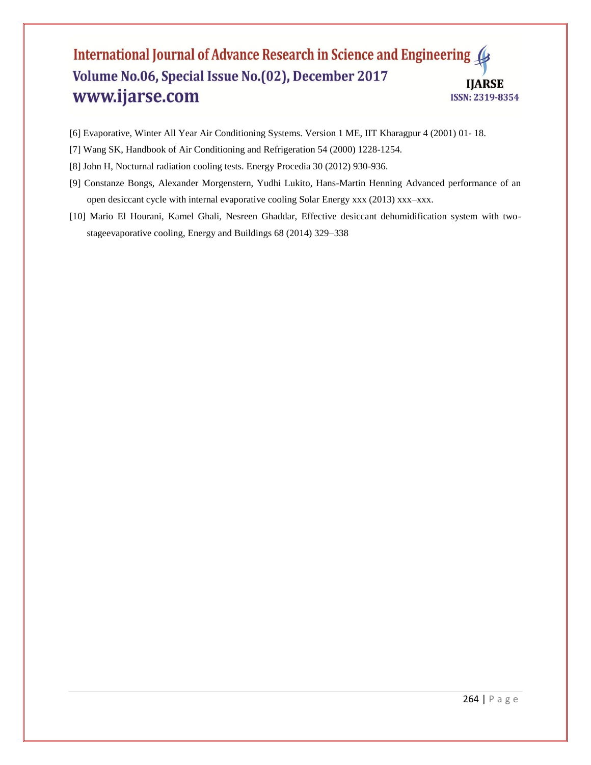[6] Evaporative, Winter All Year Air Conditioning Systems. Version 1 ME, IIT Kharagpur 4 (2001) 01- 18.

[7] Wang SK, Handbook of Air Conditioning and Refrigeration 54 (2000) 1228-1254.

[8] John H, Nocturnal radiation cooling tests. Energy Procedia 30 (2012) 930-936.

[9] Constanze Bongs, Alexander Morgenstern, Yudhi Lukito, Hans-Martin Henning Advanced performance of an open desiccant cycle with internal evaporative cooling Solar Energy xxx (2013) xxx–xxx.

[10] Mario El Hourani, Kamel Ghali, Nesreen Ghaddar, Effective desiccant dehumidification system with two-stageevaporative cooling, Energy and Buildings 68 (2014) 329–338